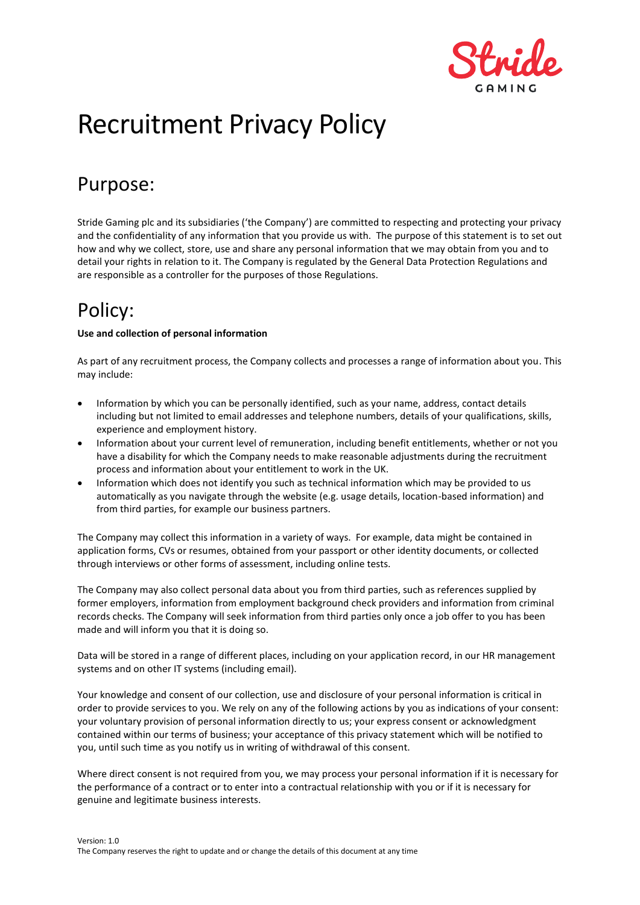# Recruitment Privacy Policy

## Purpose:

Stride Gaming plc and its subsidiaries ('the Company') are committed to respecting and protecting your privacy and the confidentiality of any information that you provide us with. The purpose of this statement is to set out how and why we collect, store, use and share any personal information that we may obtain from you and to detail your rights in relation to it. The Company is regulated by the General Data Protection Regulations and are responsible as a controller for the purposes of those Regulations.

## Policy:

**Use and collection of personal information**

As part of any recruitment process, the Company collects and processes a range of information about you. This may include:

- Information by which you can be personally identified, such as your name, address, contact details including but not limited to email addresses and telephone numbers, details of your qualifications, skills, experience and employment history.
- Information about your current level of remuneration, including benefit entitlements, whether or not you have a disability for which the Company needs to make reasonable adjustments during the recruitment process and information about your entitlement to work in the UK.
- Information which does not identify you such as technical information which may be provided to us automatically as you navigate through the website (e.g. usage details, location-based information) and from third parties, for example our business partners.

The Company may collect this information in a variety of ways. For example, data might be contained in application forms, CVs or resumes, obtained from your passport or other identity documents, or collected through interviews or other forms of assessment, including online tests.

The Company may also collect personal data about you from third parties, such as references supplied by former employers, information from employment background check providers and information from criminal records checks. The Company will seek information from third parties only once a job offer to you has been made and will inform you that it is doing so.

Data will be stored in a range of different places, including on your application record, in our HR management systems and on other IT systems (including email).

Your knowledge and consent of our collection, use and disclosure of your personal information is critical in order to provide services to you. We rely on any of the following actions by you as indications of your consent: your voluntary provision of personal information directly to us; your express consent or acknowledgment contained within our terms of business; your acceptance of this privacy statement which will be notified to you, until such time as you notify us in writing of withdrawal of this consent.

Where direct consent is not required from you, we may process your personal information if it is necessary for the performance of a contract or to enter into a contractual relationship with you or if it is necessary for genuine and legitimate business interests.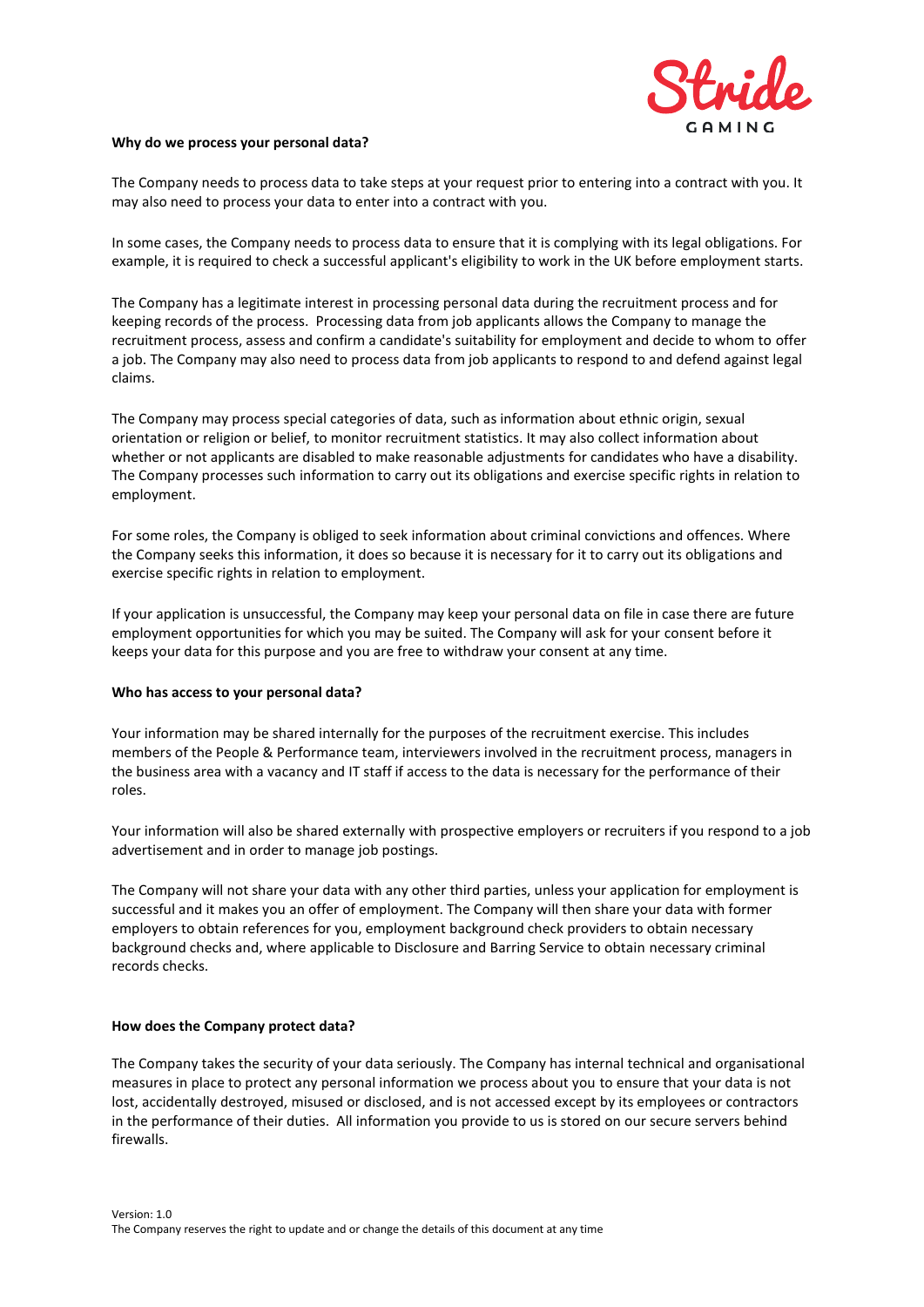**Why do we process your personal data?**

The Company needs to process data to take steps at your request prior to entering into a contract with you. It may also need to process your data to enter into a contract with you.

In some cases, the Company needs to process data to ensure that it is complying with its legal obligations. For example, it is required to check a successful applicant's eligibility to work in the UK before employment starts.

The Company has a legitimate interest in processing personal data during the recruitment process and for keeping records of the process. Processing data from job applicants allows the Company to manage the recruitment process, assess and confirm a candidate's suitability for employment and decide to whom to offer a job. The Company may also need to process data from job applicants to respond to and defend against legal claims.

The Company may process special categories of data, such as information about ethnic origin, sexual orientation or religion or belief, to monitor recruitment statistics. It may also collect information about whether or not applicants are disabled to make reasonable adjustments for candidates who have a disability. The Company processes such information to carry out its obligations and exercise specific rights in relation to employment.

For some roles, the Company is obliged to seek information about criminal convictions and offences. Where the Company seeks this information, it does so because it is necessary for it to carry out its obligations and exercise specific rights in relation to employment.

If your application is unsuccessful, the Company may keep your personal data on file in case there are future employment opportunities for which you may be suited. The Company will ask for your consent before it keeps your data for this purpose and you are free to withdraw your consent at any time.

**Who has access to your personal data?**

Your information may be shared internally for the purposes of the recruitment exercise. This includes members of the People & Performance team, interviewers involved in the recruitment process, managers in the business area with a vacancy and IT staff if access to the data is necessary for the performance of their roles.

Your information will also be shared externally with prospective employers or recruiters if you respond to a job advertisement and in order to manage job postings.

The Company will not share your data with any other third parties, unless your application for employment is successful and it makes you an offer of employment. The Company will then share your data with former employers to obtain references for you, employment background check providers to obtain necessary background checks and, where applicable to Disclosure and Barring Service to obtain necessary criminal records checks.

**How does the Company protect data?**

The Company takes the security of your data seriously. The Company has internal technical and organisational measures in place to protect any personal information we process about you to ensure that your data is not lost, accidentally destroyed, misused or disclosed, and is not accessed except by its employees or contractors in the performance of their duties. All information you provide to us is stored on our secure servers behind firewalls.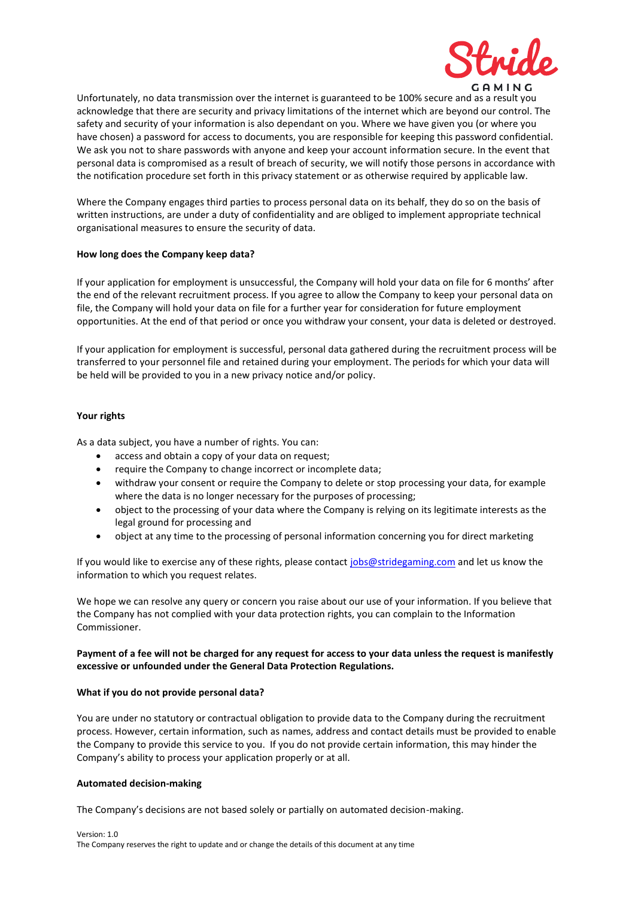Unfortunately, no data transmission over the internet is guaranteed to be 100% secure and as a result you acknowledge that there are security and privacy limitations of the internet which are beyond our control. The safety and security of your information is also dependant on you. Where we have given you (or where you have chosen) a password for access to documents, you are responsible for keeping this password confidential. We ask you not to share passwords with anyone and keep your account information secure. In the event that personal data is compromised as a result of breach of security, we will notify those persons in accordance with the notification procedure set forth in this privacy statement or as otherwise required by applicable law.

Where the Company engages third parties to process personal data on its behalf, they do so on the basis of written instructions, are under a duty of confidentiality and are obliged to implement appropriate technical organisational measures to ensure the security of data.

**How long does the Company keep data?**

If your application for employment is unsuccessful, the Company will hold your data on file for 6 months' after the end of the relevant recruitment process. If you agree to allow the Company to keep your personal data on file, the Company will hold your data on file for a further year for consideration for future employment opportunities. At the end of that period or once you withdraw your consent, your data is deleted or destroyed.

If your application for employment is successful, personal data gathered during the recruitment process will be transferred to your personnel file and retained during your employment. The periods for which your data will be held will be provided to you in a new privacy notice and/or policy.

**Your rights**

As a data subject, you have a number of rights. You can:

- access and obtain a copy of your data on request;
- require the Company to change incorrect or incomplete data;
- withdraw your consent or require the Company to delete or stop processing your data, for example where the data is no longer necessary for the purposes of processing;
- object to the processing of your data where the Company is relying on its legitimate interests as the legal ground for processing and
- object at any time to the processing of personal information concerning you for direct marketing

If you would like to exercise any of these rights, please contact jobs@stridegaming.com and let us know the information to which you request relates.

We hope we can resolve any query or concern you raise about our use of your information. If you believe that the Company has not complied with your data protection rights, you can complain to the Information Commissioner.

**Payment of a fee will not be charged for any request for access to your data unless the request is manifestly excessive or unfounded under the General Data Protection Regulations.**

**What if you do not provide personal data?**

You are under no statutory or contractual obligation to provide data to the Company during the recruitment process. However, certain information, such as names, address and contact details must be provided to enable the Company to provide this service to you. If you do not provide certain information, this may hinder the Company's ability to process your application properly or at all.

**Automated decision-making**

The Company's decisions are not based solely or partially on automated decision-making.

Version: 1.0
The Company reserves the right to update and or change the details of this document at any time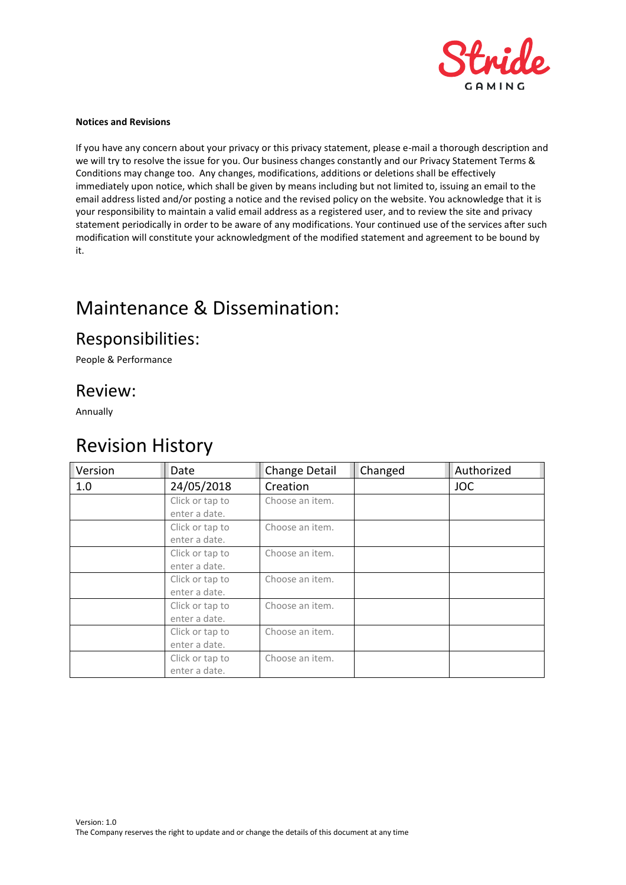**Notices and Revisions**

If you have any concern about your privacy or this privacy statement, please e-mail a thorough description and we will try to resolve the issue for you. Our business changes constantly and our Privacy Statement Terms & Conditions may change too. Any changes, modifications, additions or deletions shall be effectively immediately upon notice, which shall be given by means including but not limited to, issuing an email to the email address listed and/or posting a notice and the revised policy on the website. You acknowledge that it is your responsibility to maintain a valid email address as a registered user, and to review the site and privacy statement periodically in order to be aware of any modifications. Your continued use of the services after such modification will constitute your acknowledgment of the modified statement and agreement to be bound by it.

# Maintenance & Dissemination:

## Responsibilities:

People & Performance

## Review:

Annually

# Revision History

| Version | Date | Change Detail | Changed | Authorized |
|---|---|---|---|---|
| 1.0 | 24/05/2018 | Creation | | JOC |
| | Click or tap to enter a date. | Choose an item. | | |
| | Click or tap to enter a date. | Choose an item. | | |
| | Click or tap to enter a date. | Choose an item. | | |
| | Click or tap to enter a date. | Choose an item. | | |
| | Click or tap to enter a date. | Choose an item. | | |
| | Click or tap to enter a date. | Choose an item. | | |
| | Click or tap to enter a date. | Choose an item. | | |

Version: 1.0
The Company reserves the right to update and or change the details of this document at any time